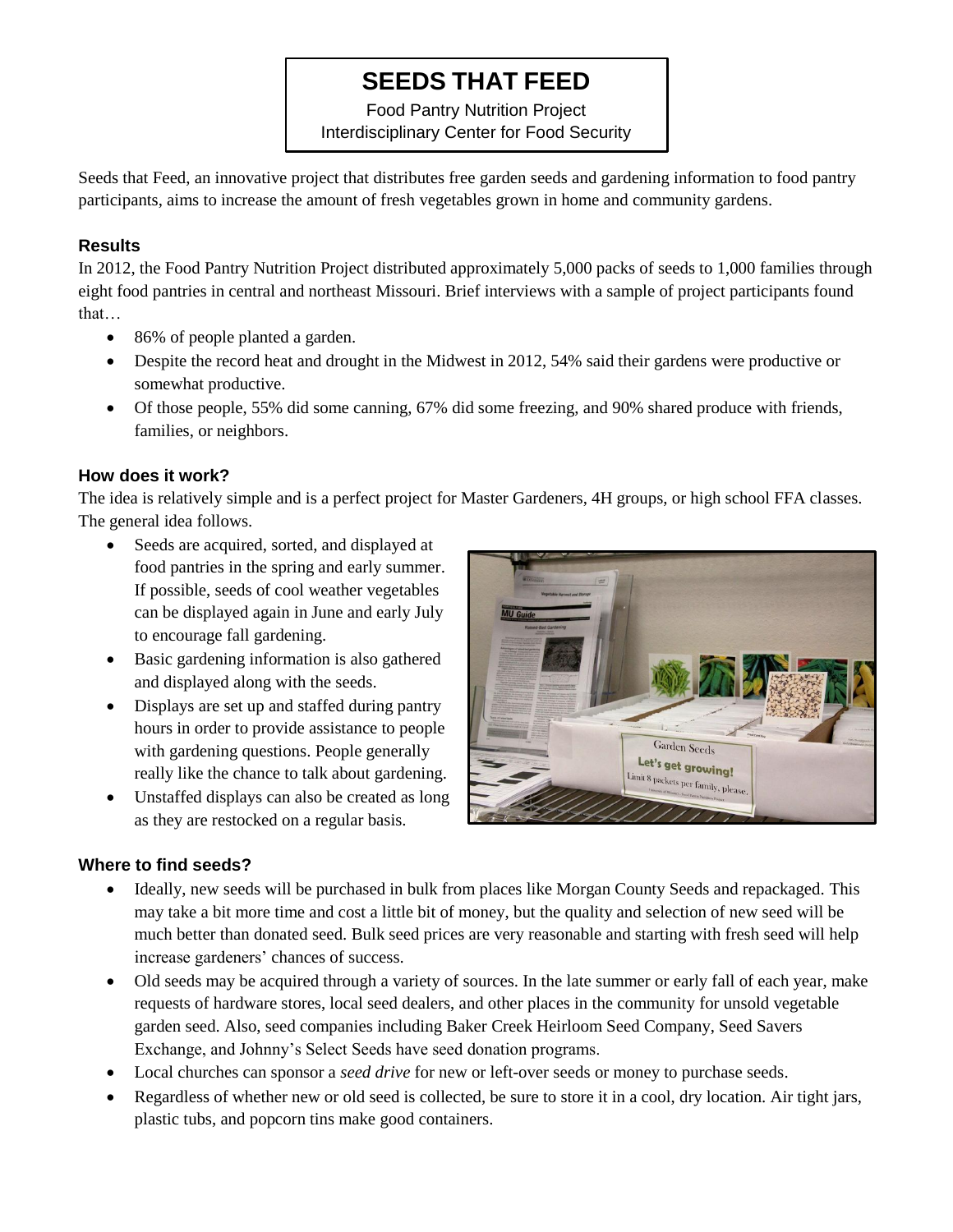# SEEDS THAT FEED

Food Pantry Nutrition Project
Interdisciplinary Center for Food Security

Seeds that Feed, an innovative project that distributes free garden seeds and gardening information to food pantry participants, aims to increase the amount of fresh vegetables grown in home and community gardens.

## Results

In 2012, the Food Pantry Nutrition Project distributed approximately 5,000 packs of seeds to 1,000 families through eight food pantries in central and northeast Missouri. Brief interviews with a sample of project participants found that…

- 86% of people planted a garden.
- Despite the record heat and drought in the Midwest in 2012, 54% said their gardens were productive or somewhat productive.
- Of those people, 55% did some canning, 67% did some freezing, and 90% shared produce with friends, families, or neighbors.

## How does it work?

The idea is relatively simple and is a perfect project for Master Gardeners, 4H groups, or high school FFA classes. The general idea follows.

- Seeds are acquired, sorted, and displayed at food pantries in the spring and early summer. If possible, seeds of cool weather vegetables can be displayed again in June and early July to encourage fall gardening.
- Basic gardening information is also gathered and displayed along with the seeds.
- Displays are set up and staffed during pantry hours in order to provide assistance to people with gardening questions. People generally really like the chance to talk about gardening.
- Unstaffed displays can also be created as long as they are restocked on a regular basis.

## Where to find seeds?

- Ideally, new seeds will be purchased in bulk from places like Morgan County Seeds and repackaged. This may take a bit more time and cost a little bit of money, but the quality and selection of new seed will be much better than donated seed. Bulk seed prices are very reasonable and starting with fresh seed will help increase gardeners' chances of success.
- Old seeds may be acquired through a variety of sources. In the late summer or early fall of each year, make requests of hardware stores, local seed dealers, and other places in the community for unsold vegetable garden seed. Also, seed companies including Baker Creek Heirloom Seed Company, Seed Savers Exchange, and Johnny's Select Seeds have seed donation programs.
- Local churches can sponsor a *seed drive* for new or left-over seeds or money to purchase seeds.
- Regardless of whether new or old seed is collected, be sure to store it in a cool, dry location. Air tight jars, plastic tubs, and popcorn tins make good containers.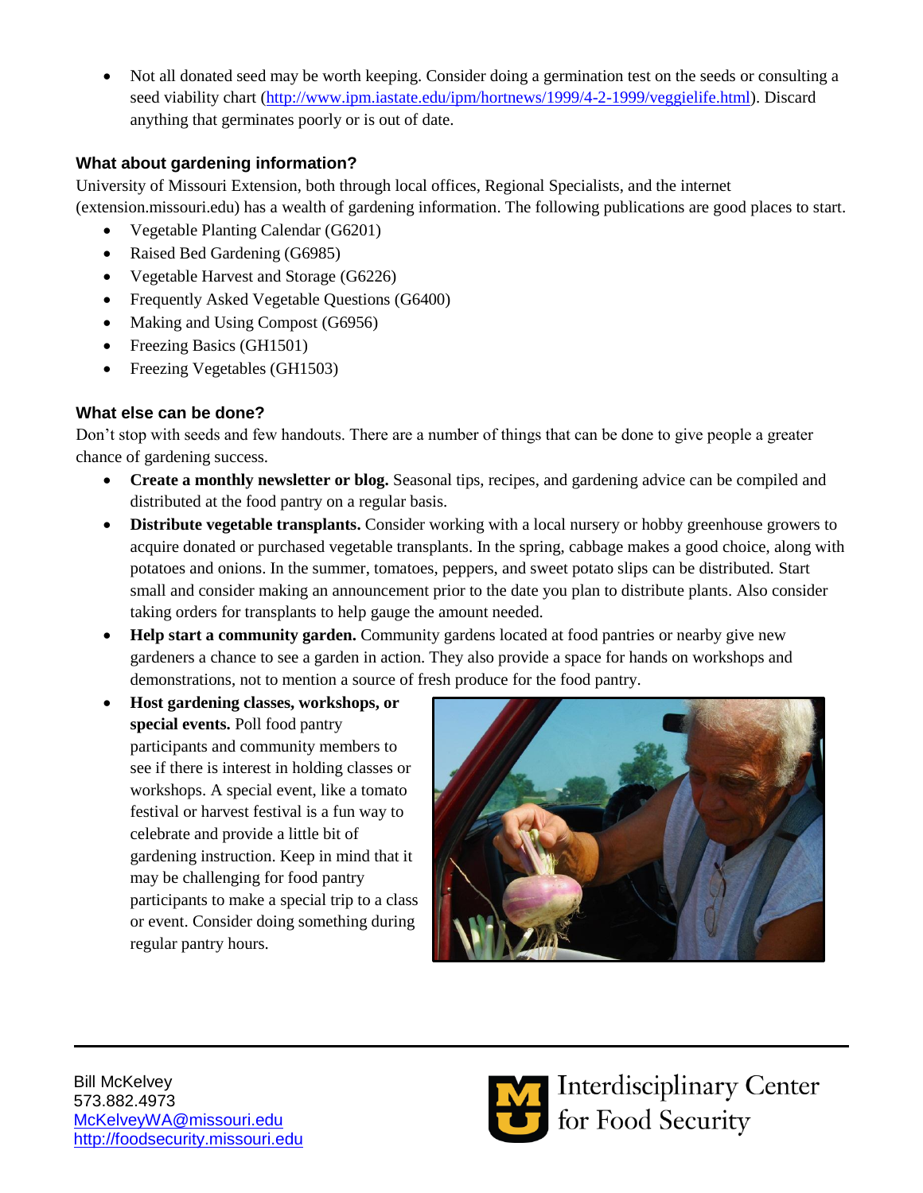- Not all donated seed may be worth keeping. Consider doing a germination test on the seeds or consulting a seed viability chart (http://www.ipm.iastate.edu/ipm/hortnews/1999/4-2-1999/veggielife.html). Discard anything that germinates poorly or is out of date.

### What about gardening information?

University of Missouri Extension, both through local offices, Regional Specialists, and the internet (extension.missouri.edu) has a wealth of gardening information. The following publications are good places to start.

- Vegetable Planting Calendar (G6201)
- Raised Bed Gardening (G6985)
- Vegetable Harvest and Storage (G6226)
- Frequently Asked Vegetable Questions (G6400)
- Making and Using Compost (G6956)
- Freezing Basics (GH1501)
- Freezing Vegetables (GH1503)

### What else can be done?

Don't stop with seeds and few handouts. There are a number of things that can be done to give people a greater chance of gardening success.

- **Create a monthly newsletter or blog.** Seasonal tips, recipes, and gardening advice can be compiled and distributed at the food pantry on a regular basis.
- **Distribute vegetable transplants.** Consider working with a local nursery or hobby greenhouse growers to acquire donated or purchased vegetable transplants. In the spring, cabbage makes a good choice, along with potatoes and onions. In the summer, tomatoes, peppers, and sweet potato slips can be distributed. Start small and consider making an announcement prior to the date you plan to distribute plants. Also consider taking orders for transplants to help gauge the amount needed.
- **Help start a community garden.** Community gardens located at food pantries or nearby give new gardeners a chance to see a garden in action. They also provide a space for hands on workshops and demonstrations, not to mention a source of fresh produce for the food pantry.
- **Host gardening classes, workshops, or special events.** Poll food pantry participants and community members to see if there is interest in holding classes or workshops. A special event, like a tomato festival or harvest festival is a fun way to celebrate and provide a little bit of gardening instruction. Keep in mind that it may be challenging for food pantry participants to make a special trip to a class or event. Consider doing something during regular pantry hours.

---

Bill McKelvey
573.882.4973
McKelveyWA@missouri.edu
http://foodsecurity.missouri.edu

Interdisciplinary Center for Food Security